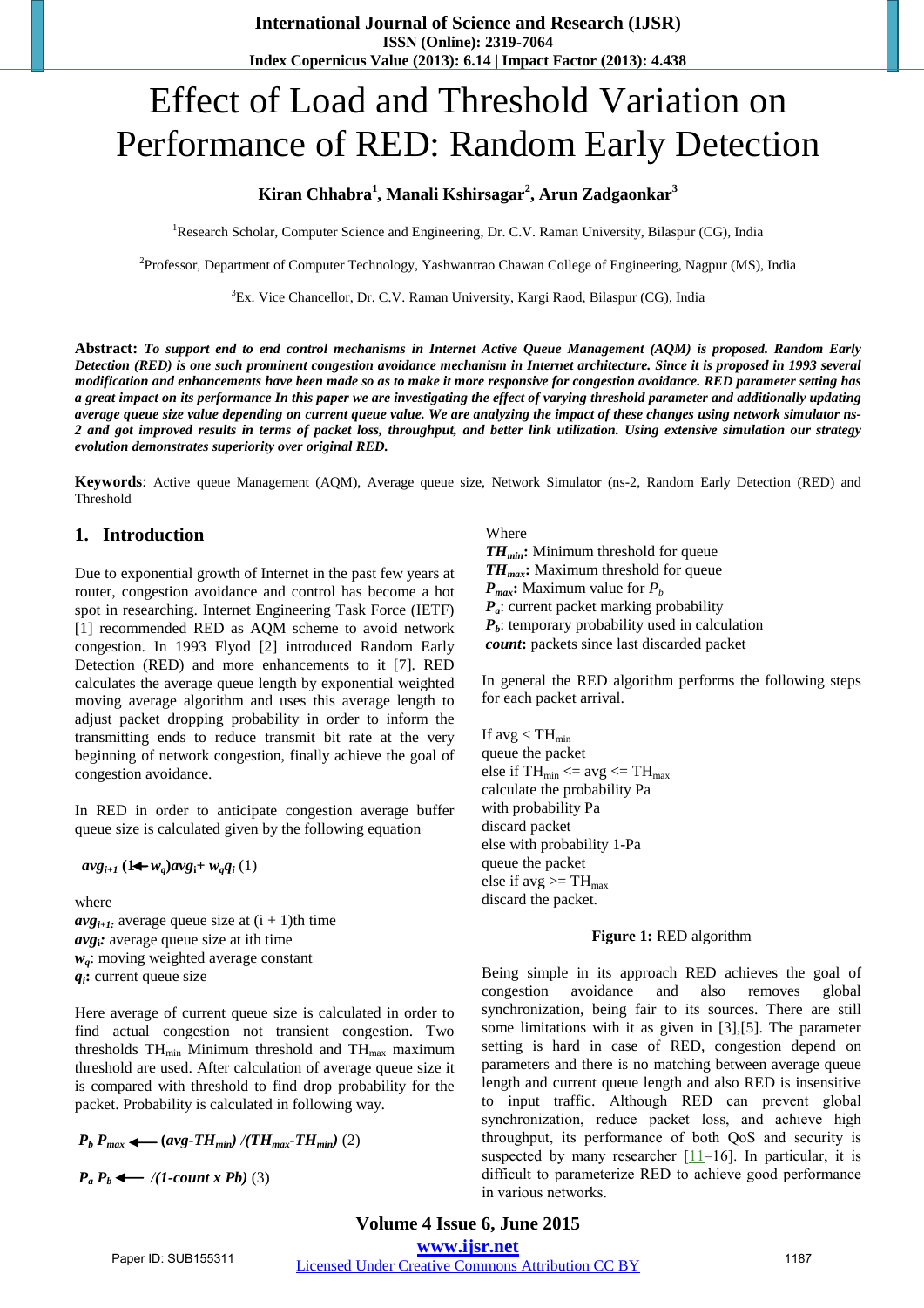# Effect of Load and Threshold Variation on Performance of RED: Random Early Detection

**Kiran Chhabra[1], Manali Kshirsagar[2], Arun Zadgaonkar[3]**

[1]Research Scholar, Computer Science and Engineering, Dr. C.V. Raman University, Bilaspur (CG), India

[2]Professor, Department of Computer Technology, Yashwantrao Chawan College of Engineering, Nagpur (MS), India

[3]Ex. Vice Chancellor, Dr. C.V. Raman University, Kargi Raod, Bilaspur (CG), India

**Abstract:** ***To support end to end control mechanisms in Internet Active Queue Management (AQM) is proposed. Random Early Detection (RED) is one such prominent congestion avoidance mechanism in Internet architecture. Since it is proposed in 1993 several modification and enhancements have been made so as to make it more responsive for congestion avoidance. RED parameter setting has a great impact on its performance In this paper we are investigating the effect of varying threshold parameter and additionally updating average queue size value depending on current queue value. We are analyzing the impact of these changes using network simulator ns-2 and got improved results in terms of packet loss, throughput, and better link utilization. Using extensive simulation our strategy evolution demonstrates superiority over original RED.***

**Keywords**: Active queue Management (AQM), Average queue size, Network Simulator (ns-2, Random Early Detection (RED) and Threshold

## 1. Introduction

Due to exponential growth of Internet in the past few years at router, congestion avoidance and control has become a hot spot in researching. Internet Engineering Task Force (IETF) [1] recommended RED as AQM scheme to avoid network congestion. In 1993 Flyod [2] introduced Random Early Detection (RED) and more enhancements to it [7]. RED calculates the average queue length by exponential weighted moving average algorithm and uses this average length to adjust packet dropping probability in order to inform the transmitting ends to reduce transmit bit rate at the very beginning of network congestion, finally achieve the goal of congestion avoidance.

In RED in order to anticipate congestion average buffer queue size is calculated given by the following equation

$$avg_{i+1} \; (1 \leftarrow w_q)avg_i + w_q q_i \quad (1)$$

where
$avg_{i+1}$: average queue size at (i + 1)th time
$avg_i$: average queue size at ith time
$w_q$: moving weighted average constant
$q_i$: current queue size

Here average of current queue size is calculated in order to find actual congestion not transient congestion. Two thresholds $TH_{min}$ Minimum threshold and $TH_{max}$ maximum threshold are used. After calculation of average queue size it is compared with threshold to find drop probability for the packet. Probability is calculated in following way.

$$P_b \; P_{max} \longleftarrow (avg - TH_{min}) / (TH_{max} - TH_{min}) \quad (2)$$

$$P_a \; P_b \longleftarrow / (1 - count \times Pb) \quad (3)$$

Where
$TH_{min}$: Minimum threshold for queue
$TH_{max}$: Maximum threshold for queue
$P_{max}$: Maximum value for $P_b$
$P_a$: current packet marking probability
$P_b$: temporary probability used in calculation
***count***: packets since last discarded packet

In general the RED algorithm performs the following steps for each packet arrival.

If avg < $TH_{min}$
queue the packet
else if $TH_{min}$ <= avg <= $TH_{max}$
calculate the probability Pa
with probability Pa
discard packet
else with probability 1-Pa
queue the packet
else if avg >= $TH_{max}$
discard the packet.

**Figure 1:** RED algorithm

Being simple in its approach RED achieves the goal of congestion avoidance and also removes global synchronization, being fair to its sources. There are still some limitations with it as given in [3],[5]. The parameter setting is hard in case of RED, congestion depend on parameters and there is no matching between average queue length and current queue length and also RED is insensitive to input traffic. Although RED can prevent global synchronization, reduce packet loss, and achieve high throughput, its performance of both QoS and security is suspected by many researcher [11–16]. In particular, it is difficult to parameterize RED to achieve good performance in various networks.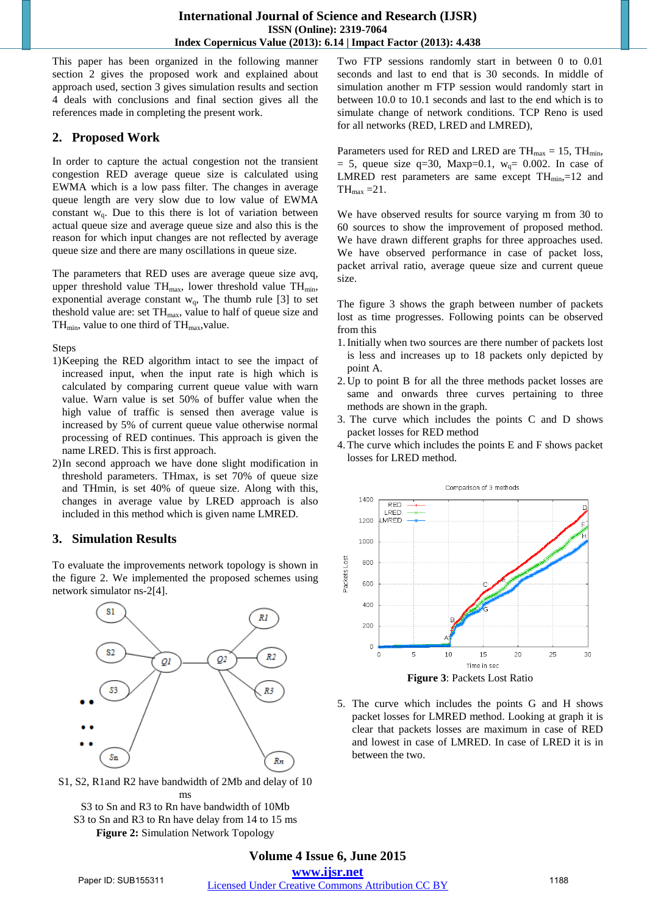This paper has been organized in the following manner section 2 gives the proposed work and explained about approach used, section 3 gives simulation results and section 4 deals with conclusions and final section gives all the references made in completing the present work.

## 2. Proposed Work

In order to capture the actual congestion not the transient congestion RED average queue size is calculated using EWMA which is a low pass filter. The changes in average queue length are very slow due to low value of EWMA constant $w_q$. Due to this there is lot of variation between actual queue size and average queue size and also this is the reason for which input changes are not reflected by average queue size and there are many oscillations in queue size.

The parameters that RED uses are average queue size avq, upper threshold value $TH_{max}$, lower threshold value $TH_{min}$, exponential average constant $w_q$, The thumb rule [3] to set theshold value are: set $TH_{max}$, value to half of queue size and $TH_{min}$, value to one third of $TH_{max}$,value.

Steps

1) Keeping the RED algorithm intact to see the impact of increased input, when the input rate is high which is calculated by comparing current queue value with warn value. Warn value is set 50% of buffer value when the high value of traffic is sensed then average value is increased by 5% of current queue value otherwise normal processing of RED continues. This approach is given the name LRED. This is first approach.
2) In second approach we have done slight modification in threshold parameters. THmax, is set 70% of queue size and THmin, is set 40% of queue size. Along with this, changes in average value by LRED approach is also included in this method which is given name LMRED.

## 3. Simulation Results

To evaluate the improvements network topology is shown in the figure 2. We implemented the proposed schemes using network simulator ns-2[4].

S1, S2, R1and R2 have bandwidth of 2Mb and delay of 10 ms

S3 to Sn and R3 to Rn have bandwidth of 10Mb

S3 to Sn and R3 to Rn have delay from 14 to 15 ms

**Figure 2:** Simulation Network Topology

Two FTP sessions randomly start in between 0 to 0.01 seconds and last to end that is 30 seconds. In middle of simulation another m FTP session would randomly start in between 10.0 to 10.1 seconds and last to the end which is to simulate change of network conditions. TCP Reno is used for all networks (RED, LRED and LMRED),

Parameters used for RED and LRED are $TH_{max}$ = 15, $TH_{min}$, = 5, queue size q=30, Maxp=0.1, $w_q$= 0.002. In case of LMRED rest parameters are same except $TH_{min}$,=12 and $TH_{max}$ =21.

We have observed results for source varying m from 30 to 60 sources to show the improvement of proposed method. We have drawn different graphs for three approaches used. We have observed performance in case of packet loss, packet arrival ratio, average queue size and current queue size.

The figure 3 shows the graph between number of packets lost as time progresses. Following points can be observed from this

1. Initially when two sources are there number of packets lost is less and increases up to 18 packets only depicted by point A.
2. Up to point B for all the three methods packet losses are same and onwards three curves pertaining to three methods are shown in the graph.
3. The curve which includes the points C and D shows packet losses for RED method
4. The curve which includes the points E and F shows packet losses for LRED method.

**Figure 3**: Packets Lost Ratio

5. The curve which includes the points G and H shows packet losses for LMRED method. Looking at graph it is clear that packets losses are maximum in case of RED and lowest in case of LMRED. In case of LRED it is in between the two.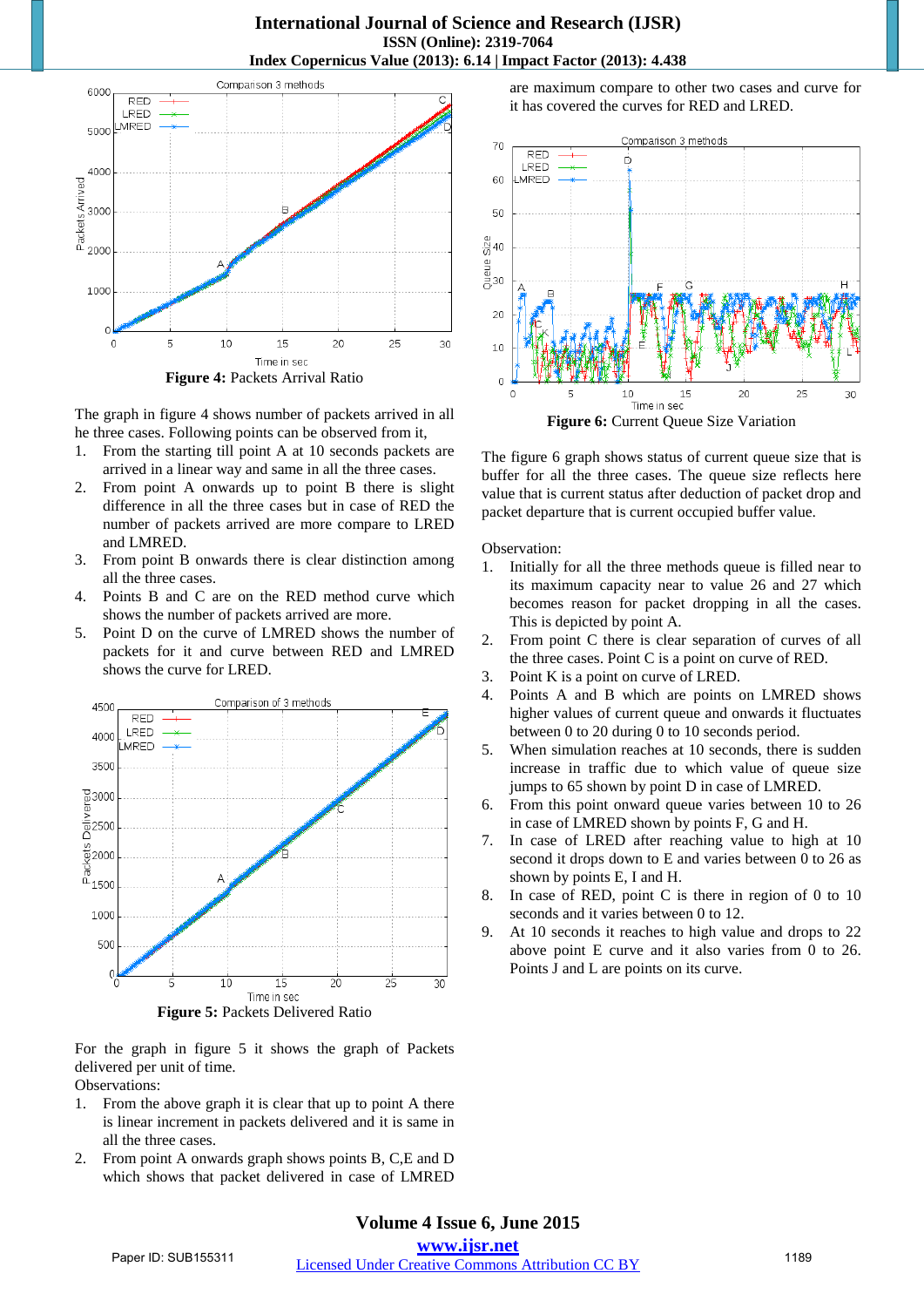Figure 4: Packets Arrival Ratio

The graph in figure 4 shows number of packets arrived in all he three cases. Following points can be observed from it,

1. From the starting till point A at 10 seconds packets are arrived in a linear way and same in all the three cases.
2. From point A onwards up to point B there is slight difference in all the three cases but in case of RED the number of packets arrived are more compare to LRED and LMRED.
3. From point B onwards there is clear distinction among all the three cases.
4. Points B and C are on the RED method curve which shows the number of packets arrived are more.
5. Point D on the curve of LMRED shows the number of packets for it and curve between RED and LMRED shows the curve for LRED.

Figure 5: Packets Delivered Ratio

For the graph in figure 5 it shows the graph of Packets delivered per unit of time.

Observations:

1. From the above graph it is clear that up to point A there is linear increment in packets delivered and it is same in all the three cases.
2. From point A onwards graph shows points B, C,E and D which shows that packet delivered in case of LMRED are maximum compare to other two cases and curve for it has covered the curves for RED and LRED.

Figure 6: Current Queue Size Variation

The figure 6 graph shows status of current queue size that is buffer for all the three cases. The queue size reflects here value that is current status after deduction of packet drop and packet departure that is current occupied buffer value.

Observation:

1. Initially for all the three methods queue is filled near to its maximum capacity near to value 26 and 27 which becomes reason for packet dropping in all the cases. This is depicted by point A.
2. From point C there is clear separation of curves of all the three cases. Point C is a point on curve of RED.
3. Point K is a point on curve of LRED.
4. Points A and B which are points on LMRED shows higher values of current queue and onwards it fluctuates between 0 to 20 during 0 to 10 seconds period.
5. When simulation reaches at 10 seconds, there is sudden increase in traffic due to which value of queue size jumps to 65 shown by point D in case of LMRED.
6. From this point onward queue varies between 10 to 26 in case of LMRED shown by points F, G and H.
7. In case of LRED after reaching value to high at 10 second it drops down to E and varies between 0 to 26 as shown by points E, I and H.
8. In case of RED, point C is there in region of 0 to 10 seconds and it varies between 0 to 12.
9. At 10 seconds it reaches to high value and drops to 22 above point E curve and it also varies from 0 to 26. Points J and L are points on its curve.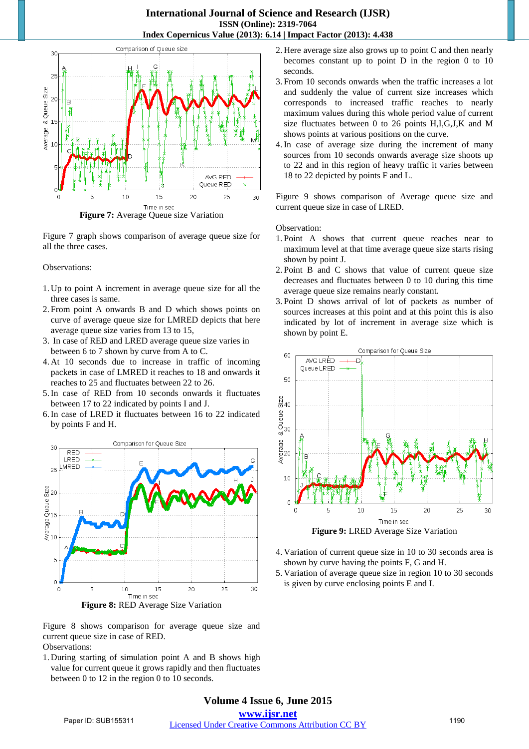Figure 7: Average Queue size Variation

Figure 7 graph shows comparison of average queue size for all the three cases.

Observations:

1. Up to point A increment in average queue size for all the three cases is same.
2. From point A onwards B and D which shows points on curve of average queue size for LMRED depicts that here average queue size varies from 13 to 15,
3. In case of RED and LRED average queue size varies in between 6 to 7 shown by curve from A to C.
4. At 10 seconds due to increase in traffic of incoming packets in case of LMRED it reaches to 18 and onwards it reaches to 25 and fluctuates between 22 to 26.
5. In case of RED from 10 seconds onwards it fluctuates between 17 to 22 indicated by points I and J.
6. In case of LRED it fluctuates between 16 to 22 indicated by points F and H.

Figure 8: RED Average Size Variation

Figure 8 shows comparison for average queue size and current queue size in case of RED.

Observations:

1. During starting of simulation point A and B shows high value for current queue it grows rapidly and then fluctuates between 0 to 12 in the region 0 to 10 seconds.
2. Here average size also grows up to point C and then nearly becomes constant up to point D in the region 0 to 10 seconds.
3. From 10 seconds onwards when the traffic increases a lot and suddenly the value of current size increases which corresponds to increased traffic reaches to nearly maximum values during this whole period value of current size fluctuates between 0 to 26 points H,I,G,J,K and M shows points at various positions on the curve.
4. In case of average size during the increment of many sources from 10 seconds onwards average size shoots up to 22 and in this region of heavy traffic it varies between 18 to 22 depicted by points F and L.

Figure 9 shows comparison of Average queue size and current queue size in case of LRED.

Observation:

1. Point A shows that current queue reaches near to maximum level at that time average queue size starts rising shown by point J.
2. Point B and C shows that value of current queue size decreases and fluctuates between 0 to 10 during this time average queue size remains nearly constant.
3. Point D shows arrival of lot of packets as number of sources increases at this point and at this point this is also indicated by lot of increment in average size which is shown by point E.

Figure 9: LRED Average Size Variation

4. Variation of current queue size in 10 to 30 seconds area is shown by curve having the points F, G and H.
5. Variation of average queue size in region 10 to 30 seconds is given by curve enclosing points E and I.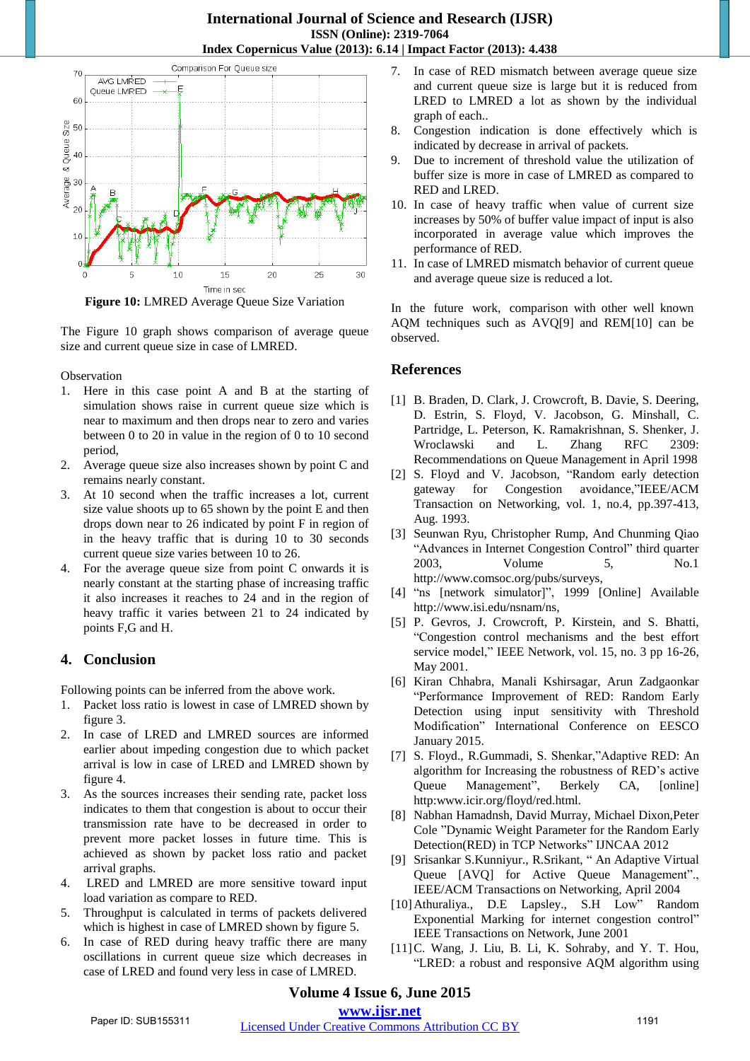**Figure 10:** LMRED Average Queue Size Variation

The Figure 10 graph shows comparison of average queue size and current queue size in case of LMRED.

Observation

1. Here in this case point A and B at the starting of simulation shows raise in current queue size which is near to maximum and then drops near to zero and varies between 0 to 20 in value in the region of 0 to 10 second period,
2. Average queue size also increases shown by point C and remains nearly constant.
3. At 10 second when the traffic increases a lot, current size value shoots up to 65 shown by the point E and then drops down near to 26 indicated by point F in region of in the heavy traffic that is during 10 to 30 seconds current queue size varies between 10 to 26.
4. For the average queue size from point C onwards it is nearly constant at the starting phase of increasing traffic it also increases it reaches to 24 and in the region of heavy traffic it varies between 21 to 24 indicated by points F,G and H.

## 4. Conclusion

Following points can be inferred from the above work.

1. Packet loss ratio is lowest in case of LMRED shown by figure 3.
2. In case of LRED and LMRED sources are informed earlier about impeding congestion due to which packet arrival is low in case of LRED and LMRED shown by figure 4.
3. As the sources increases their sending rate, packet loss indicates to them that congestion is about to occur their transmission rate have to be decreased in order to prevent more packet losses in future time. This is achieved as shown by packet loss ratio and packet arrival graphs.
4. LRED and LMRED are more sensitive toward input load variation as compare to RED.
5. Throughput is calculated in terms of packets delivered which is highest in case of LMRED shown by figure 5.
6. In case of RED during heavy traffic there are many oscillations in current queue size which decreases in case of LRED and found very less in case of LMRED.
7. In case of RED mismatch between average queue size and current queue size is large but it is reduced from LRED to LMRED a lot as shown by the individual graph of each..
8. Congestion indication is done effectively which is indicated by decrease in arrival of packets.
9. Due to increment of threshold value the utilization of buffer size is more in case of LMRED as compared to RED and LRED.
10. In case of heavy traffic when value of current size increases by 50% of buffer value impact of input is also incorporated in average value which improves the performance of RED.
11. In case of LMRED mismatch behavior of current queue and average queue size is reduced a lot.

In the future work, comparison with other well known AQM techniques such as AVQ[9] and REM[10] can be observed.

## References

[1] B. Braden, D. Clark, J. Crowcroft, B. Davie, S. Deering, D. Estrin, S. Floyd, V. Jacobson, G. Minshall, C. Partridge, L. Peterson, K. Ramakrishnan, S. Shenker, J. Wroclawski and L. Zhang RFC 2309: Recommendations on Queue Management in April 1998

[2] S. Floyd and V. Jacobson, "Random early detection gateway for Congestion avoidance,"IEEE/ACM Transaction on Networking, vol. 1, no.4, pp.397-413, Aug. 1993.

[3] Seunwan Ryu, Christopher Rump, And Chunming Qiao "Advances in Internet Congestion Control" third quarter 2003, Volume 5, No.1 http://www.comsoc.org/pubs/surveys,

[4] "ns [network simulator]", 1999 [Online] Available http://www.isi.edu/nsnam/ns,

[5] P. Gevros, J. Crowcroft, P. Kirstein, and S. Bhatti, "Congestion control mechanisms and the best effort service model," IEEE Network, vol. 15, no. 3 pp 16-26, May 2001.

[6] Kiran Chhabra, Manali Kshirsagar, Arun Zadgaonkar "Performance Improvement of RED: Random Early Detection using input sensitivity with Threshold Modification" International Conference on EESCO January 2015.

[7] S. Floyd., R.Gummadi, S. Shenkar,"Adaptive RED: An algorithm for Increasing the robustness of RED's active Queue Management", Berkely CA, [online] http:www.icir.org/floyd/red.html.

[8] Nabhan Hamadnsh, David Murray, Michael Dixon,Peter Cole "Dynamic Weight Parameter for the Random Early Detection(RED) in TCP Networks" IJNCAA 2012

[9] Srisankar S.Kunniyur., R.Srikant, " An Adaptive Virtual Queue [AVQ] for Active Queue Management"., IEEE/ACM Transactions on Networking, April 2004

[10] Athuraliya., D.E Lapsley., S.H Low" Random Exponential Marking for internet congestion control" IEEE Transactions on Network, June 2001

[11] C. Wang, J. Liu, B. Li, K. Sohraby, and Y. T. Hou, "LRED: a robust and responsive AQM algorithm using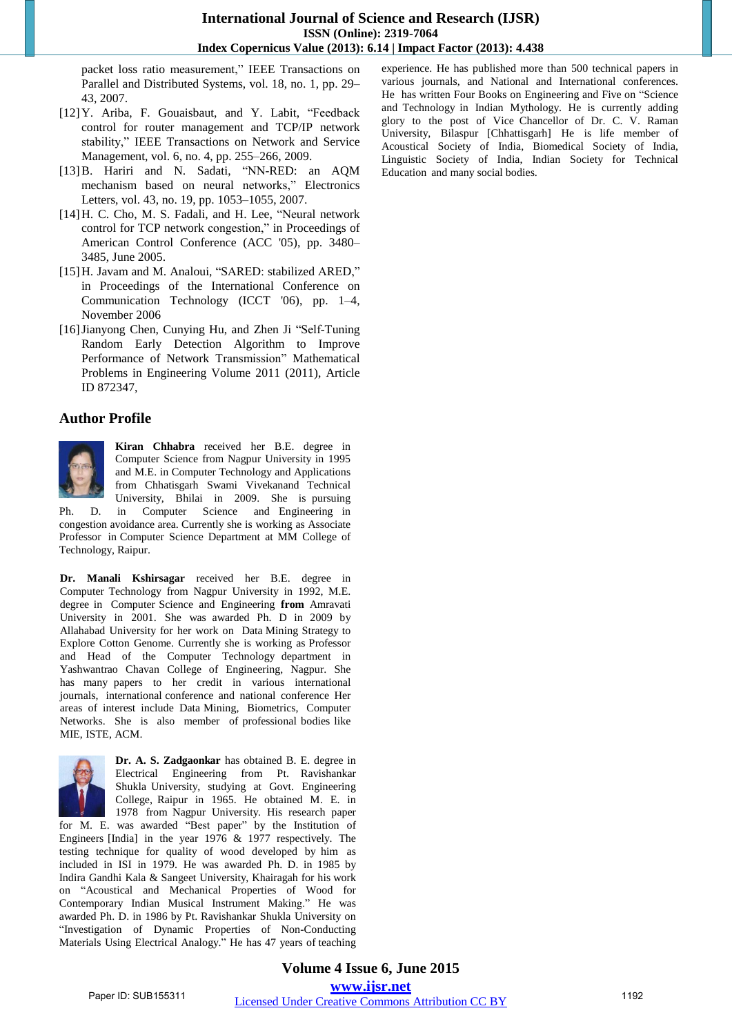packet loss ratio measurement," IEEE Transactions on Parallel and Distributed Systems, vol. 18, no. 1, pp. 29–43, 2007.

[12] Y. Ariba, F. Gouaisbaut, and Y. Labit, "Feedback control for router management and TCP/IP network stability," IEEE Transactions on Network and Service Management, vol. 6, no. 4, pp. 255–266, 2009.

[13] B. Hariri and N. Sadati, "NN-RED: an AQM mechanism based on neural networks," Electronics Letters, vol. 43, no. 19, pp. 1053–1055, 2007.

[14] H. C. Cho, M. S. Fadali, and H. Lee, "Neural network control for TCP network congestion," in Proceedings of American Control Conference (ACC '05), pp. 3480–3485, June 2005.

[15] H. Javam and M. Analoui, "SARED: stabilized ARED," in Proceedings of the International Conference on Communication Technology (ICCT '06), pp. 1–4, November 2006

[16] Jianyong Chen, Cunying Hu, and Zhen Ji "Self-Tuning Random Early Detection Algorithm to Improve Performance of Network Transmission" Mathematical Problems in Engineering Volume 2011 (2011), Article ID 872347,

## Author Profile

**Kiran Chhabra** received her B.E. degree in Computer Science from Nagpur University in 1995 and M.E. in Computer Technology and Applications from Chhatisgarh Swami Vivekanand Technical University, Bhilai in 2009. She is pursuing Ph. D. in Computer Science and Engineering in congestion avoidance area. Currently she is working as Associate Professor in Computer Science Department at MM College of Technology, Raipur.

**Dr. Manali Kshirsagar** received her B.E. degree in Computer Technology from Nagpur University in 1992, M.E. degree in Computer Science and Engineering **from** Amravati University in 2001. She was awarded Ph. D in 2009 by Allahabad University for her work on Data Mining Strategy to Explore Cotton Genome. Currently she is working as Professor and Head of the Computer Technology department in Yashwantrao Chavan College of Engineering, Nagpur. She has many papers to her credit in various international journals, international conference and national conference Her areas of interest include Data Mining, Biometrics, Computer Networks. She is also member of professional bodies like MIE, ISTE, ACM.

**Dr. A. S. Zadgaonkar** has obtained B. E. degree in Electrical Engineering from Pt. Ravishankar Shukla University, studying at Govt. Engineering College, Raipur in 1965. He obtained M. E. in 1978 from Nagpur University. His research paper for M. E. was awarded "Best paper" by the Institution of Engineers [India] in the year 1976 & 1977 respectively. The testing technique for quality of wood developed by him as included in ISI in 1979. He was awarded Ph. D. in 1985 by Indira Gandhi Kala & Sangeet University, Khairagah for his work on "Acoustical and Mechanical Properties of Wood for Contemporary Indian Musical Instrument Making." He was awarded Ph. D. in 1986 by Pt. Ravishankar Shukla University on "Investigation of Dynamic Properties of Non-Conducting Materials Using Electrical Analogy." He has 47 years of teaching experience. He has published more than 500 technical papers in various journals, and National and International conferences. He has written Four Books on Engineering and Five on "Science and Technology in Indian Mythology. He is currently adding glory to the post of Vice Chancellor of Dr. C. V. Raman University, Bilaspur [Chhattisgarh] He is life member of Acoustical Society of India, Biomedical Society of India, Linguistic Society of India, Indian Society for Technical Education and many social bodies.